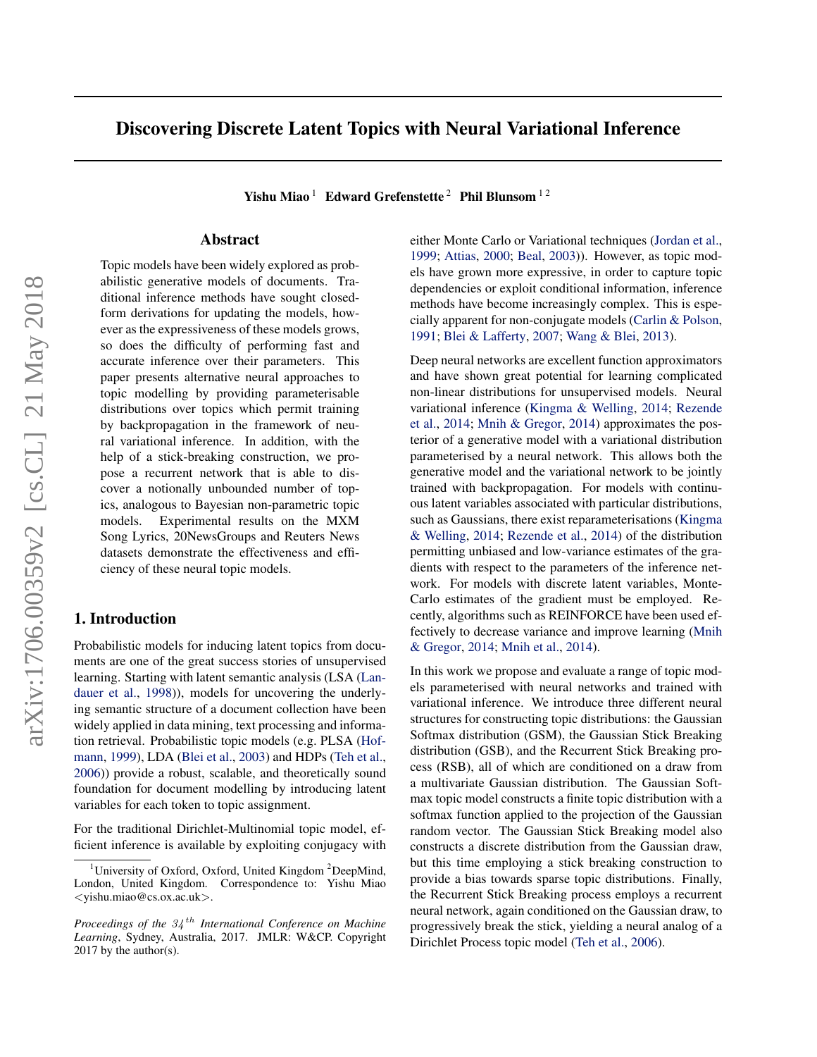# Discovering Discrete Latent Topics with Neural Variational Inference

**Yishu Miao** [1] **Edward Grefenstette** [2] **Phil Blunsom** [1 2]

## Abstract

Topic models have been widely explored as probabilistic generative models of documents. Traditional inference methods have sought closed-form derivations for updating the models, however as the expressiveness of these models grows, so does the difficulty of performing fast and accurate inference over their parameters. This paper presents alternative neural approaches to topic modelling by providing parameterisable distributions over topics which permit training by backpropagation in the framework of neural variational inference. In addition, with the help of a stick-breaking construction, we propose a recurrent network that is able to discover a notionally unbounded number of topics, analogous to Bayesian non-parametric topic models. Experimental results on the MXM Song Lyrics, 20NewsGroups and Reuters News datasets demonstrate the effectiveness and efficiency of these neural topic models.

## 1. Introduction

Probabilistic models for inducing latent topics from documents are one of the great success stories of unsupervised learning. Starting with latent semantic analysis (LSA (Landauer et al., 1998)), models for uncovering the underlying semantic structure of a document collection have been widely applied in data mining, text processing and information retrieval. Probabilistic topic models (e.g. PLSA (Hofmann, 1999), LDA (Blei et al., 2003) and HDPs (Teh et al., 2006)) provide a robust, scalable, and theoretically sound foundation for document modelling by introducing latent variables for each token to topic assignment.

For the traditional Dirichlet-Multinomial topic model, efficient inference is available by exploiting conjugacy with either Monte Carlo or Variational techniques (Jordan et al., 1999; Attias, 2000; Beal, 2003)). However, as topic models have grown more expressive, in order to capture topic dependencies or exploit conditional information, inference methods have become increasingly complex. This is especially apparent for non-conjugate models (Carlin & Polson, 1991; Blei & Lafferty, 2007; Wang & Blei, 2013).

Deep neural networks are excellent function approximators and have shown great potential for learning complicated non-linear distributions for unsupervised models. Neural variational inference (Kingma & Welling, 2014; Rezende et al., 2014; Mnih & Gregor, 2014) approximates the posterior of a generative model with a variational distribution parameterised by a neural network. This allows both the generative model and the variational network to be jointly trained with backpropagation. For models with continuous latent variables associated with particular distributions, such as Gaussians, there exist reparameterisations (Kingma & Welling, 2014; Rezende et al., 2014) of the distribution permitting unbiased and low-variance estimates of the gradients with respect to the parameters of the inference network. For models with discrete latent variables, Monte-Carlo estimates of the gradient must be employed. Recently, algorithms such as REINFORCE have been used effectively to decrease variance and improve learning (Mnih & Gregor, 2014; Mnih et al., 2014).

In this work we propose and evaluate a range of topic models parameterised with neural networks and trained with variational inference. We introduce three different neural structures for constructing topic distributions: the Gaussian Softmax distribution (GSM), the Gaussian Stick Breaking distribution (GSB), and the Recurrent Stick Breaking process (RSB), all of which are conditioned on a draw from a multivariate Gaussian distribution. The Gaussian Softmax topic model constructs a finite topic distribution with a softmax function applied to the projection of the Gaussian random vector. The Gaussian Stick Breaking model also constructs a discrete distribution from the Gaussian draw, but this time employing a stick breaking construction to provide a bias towards sparse topic distributions. Finally, the Recurrent Stick Breaking process employs a recurrent neural network, again conditioned on the Gaussian draw, to progressively break the stick, yielding a neural analog of a Dirichlet Process topic model (Teh et al., 2006).

---

[1] University of Oxford, Oxford, United Kingdom [2] DeepMind, London, United Kingdom. Correspondence to: Yishu Miao <yishu.miao@cs.ox.ac.uk>.

*Proceedings of the $34^{th}$ International Conference on Machine Learning*, Sydney, Australia, 2017. JMLR: W&CP. Copyright 2017 by the author(s).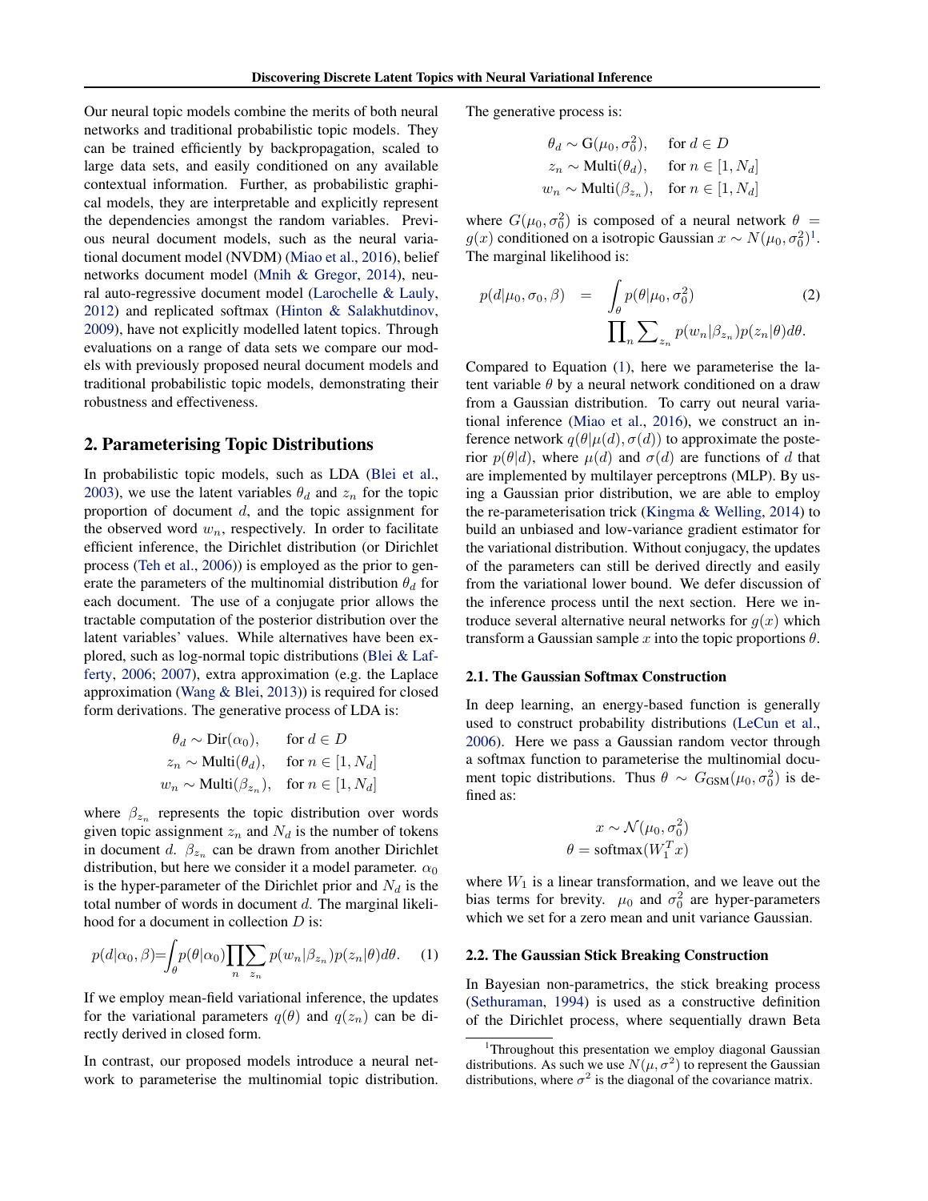Our neural topic models combine the merits of both neural networks and traditional probabilistic topic models. They can be trained efficiently by backpropagation, scaled to large data sets, and easily conditioned on any available contextual information. Further, as probabilistic graphical models, they are interpretable and explicitly represent the dependencies amongst the random variables. Previous neural document models, such as the neural variational document model (NVDM) (Miao et al., 2016), belief networks document model (Mnih & Gregor, 2014), neural auto-regressive document model (Larochelle & Lauly, 2012) and replicated softmax (Hinton & Salakhutdinov, 2009), have not explicitly modelled latent topics. Through evaluations on a range of data sets we compare our models with previously proposed neural document models and traditional probabilistic topic models, demonstrating their robustness and effectiveness.

## 2. Parameterising Topic Distributions

In probabilistic topic models, such as LDA (Blei et al., 2003), we use the latent variables $\theta_d$ and $z_n$ for the topic proportion of document $d$, and the topic assignment for the observed word $w_n$, respectively. In order to facilitate efficient inference, the Dirichlet distribution (or Dirichlet process (Teh et al., 2006)) is employed as the prior to generate the parameters of the multinomial distribution $\theta_d$ for each document. The use of a conjugate prior allows the tractable computation of the posterior distribution over the latent variables' values. While alternatives have been explored, such as log-normal topic distributions (Blei & Lafferty, 2006; 2007), extra approximation (e.g. the Laplace approximation (Wang & Blei, 2013)) is required for closed form derivations. The generative process of LDA is:

$$
\begin{aligned}
\theta_d &\sim \mathrm{Dir}(\alpha_0), \quad && \text{for } d \in D \\
z_n &\sim \mathrm{Multi}(\theta_d), \quad && \text{for } n \in [1, N_d] \\
w_n &\sim \mathrm{Multi}(\beta_{z_n}), \quad && \text{for } n \in [1, N_d]
\end{aligned}
$$

where $\beta_{z_n}$ represents the topic distribution over words given topic assignment $z_n$ and $N_d$ is the number of tokens in document $d$. $\beta_{z_n}$ can be drawn from another Dirichlet distribution, but here we consider it a model parameter. $\alpha_0$ is the hyper-parameter of the Dirichlet prior and $N_d$ is the total number of words in document $d$. The marginal likelihood for a document in collection $D$ is:

$$
p(d|\alpha_0, \beta) = \int_\theta p(\theta|\alpha_0) \prod_n \sum_{z_n} p(w_n|\beta_{z_n}) p(z_n|\theta) d\theta. \tag{1}
$$

If we employ mean-field variational inference, the updates for the variational parameters $q(\theta)$ and $q(z_n)$ can be directly derived in closed form.

In contrast, our proposed models introduce a neural network to parameterise the multinomial topic distribution. The generative process is:

$$
\begin{aligned}
\theta_d &\sim \mathrm{G}(\mu_0, \sigma_0^2), \quad && \text{for } d \in D \\
z_n &\sim \mathrm{Multi}(\theta_d), \quad && \text{for } n \in [1, N_d] \\
w_n &\sim \mathrm{Multi}(\beta_{z_n}), \quad && \text{for } n \in [1, N_d]
\end{aligned}
$$

where $G(\mu_0, \sigma_0^2)$ is composed of a neural network $\theta = g(x)$ conditioned on a isotropic Gaussian $x \sim N(\mu_0, \sigma_0^2)$[1]. The marginal likelihood is:

$$
p(d|\mu_0, \sigma_0, \beta) = \int_\theta p(\theta|\mu_0, \sigma_0^2) \prod_n \sum_{z_n} p(w_n|\beta_{z_n}) p(z_n|\theta) d\theta. \tag{2}
$$

Compared to Equation (1), here we parameterise the latent variable $\theta$ by a neural network conditioned on a draw from a Gaussian distribution. To carry out neural variational inference (Miao et al., 2016), we construct an inference network $q(\theta|\mu(d), \sigma(d))$ to approximate the posterior $p(\theta|d)$, where $\mu(d)$ and $\sigma(d)$ are functions of $d$ that are implemented by multilayer perceptrons (MLP). By using a Gaussian prior distribution, we are able to employ the re-parameterisation trick (Kingma & Welling, 2014) to build an unbiased and low-variance gradient estimator for the variational distribution. Without conjugacy, the updates of the parameters can still be derived directly and easily from the variational lower bound. We defer discussion of the inference process until the next section. Here we introduce several alternative neural networks for $g(x)$ which transform a Gaussian sample $x$ into the topic proportions $\theta$.

### 2.1. The Gaussian Softmax Construction

In deep learning, an energy-based function is generally used to construct probability distributions (LeCun et al., 2006). Here we pass a Gaussian random vector through a softmax function to parameterise the multinomial document topic distributions. Thus $\theta \sim G_{\text{GSM}}(\mu_0, \sigma_0^2)$ is defined as:

$$
\begin{aligned}
x &\sim \mathcal{N}(\mu_0, \sigma_0^2) \\
\theta &= \mathrm{softmax}(W_1^T x)
\end{aligned}
$$

where $W_1$ is a linear transformation, and we leave out the bias terms for brevity. $\mu_0$ and $\sigma_0^2$ are hyper-parameters which we set for a zero mean and unit variance Gaussian.

### 2.2. The Gaussian Stick Breaking Construction

In Bayesian non-parametrics, the stick breaking process (Sethuraman, 1994) is used as a constructive definition of the Dirichlet process, where sequentially drawn Beta

[1] Throughout this presentation we employ diagonal Gaussian distributions. As such we use $N(\mu, \sigma^2)$ to represent the Gaussian distributions, where $\sigma^2$ is the diagonal of the covariance matrix.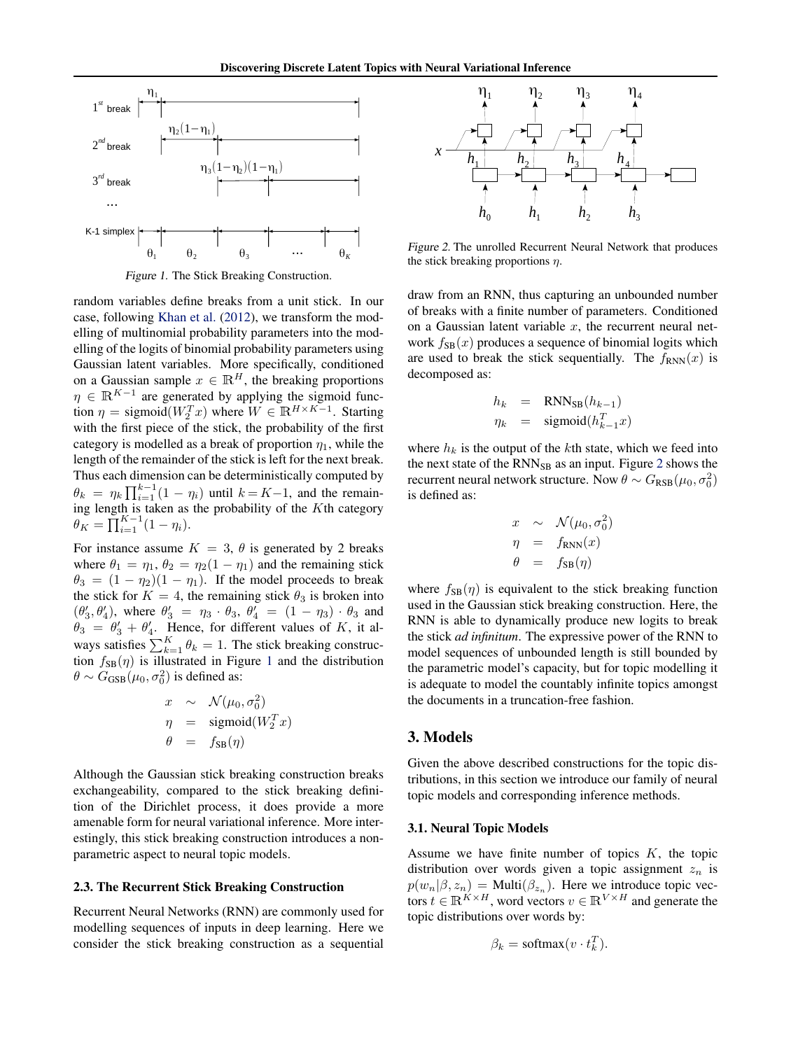Figure 1. The Stick Breaking Construction.

random variables define breaks from a unit stick. In our case, following Khan et al. (2012), we transform the modelling of multinomial probability parameters into the modelling of the logits of binomial probability parameters using Gaussian latent variables. More specifically, conditioned on a Gaussian sample $x \in \mathbb{R}^H$, the breaking proportions $\eta \in \mathbb{R}^{K-1}$ are generated by applying the sigmoid function $\eta = \text{sigmoid}(W_2^T x)$ where $W \in \mathbb{R}^{H \times K-1}$. Starting with the first piece of the stick, the probability of the first category is modelled as a break of proportion $\eta_1$, while the length of the remainder of the stick is left for the next break. Thus each dimension can be deterministically computed by $\theta_k = \eta_k \prod_{i=1}^{k-1}(1-\eta_i)$ until $k = K-1$, and the remaining length is taken as the probability of the $K$th category $\theta_K = \prod_{i=1}^{K-1}(1-\eta_i)$.

For instance assume $K = 3$, $\theta$ is generated by 2 breaks where $\theta_1 = \eta_1$, $\theta_2 = \eta_2(1-\eta_1)$ and the remaining stick $\theta_3 = (1-\eta_2)(1-\eta_1)$. If the model proceeds to break the stick for $K = 4$, the remaining stick $\theta_3$ is broken into $(\theta'_3, \theta'_4)$, where $\theta'_3 = \eta_3 \cdot \theta_3$, $\theta'_4 = (1-\eta_3) \cdot \theta_3$ and $\theta_3 = \theta'_3 + \theta'_4$. Hence, for different values of $K$, it always satisfies $\sum_{k=1}^{K} \theta_k = 1$. The stick breaking construction $f_{\text{SB}}(\eta)$ is illustrated in Figure 1 and the distribution $\theta \sim G_{\text{GSB}}(\mu_0, \sigma_0^2)$ is defined as:

$$
\begin{aligned}
x &\sim \mathcal{N}(\mu_0, \sigma_0^2) \\
\eta &= \text{sigmoid}(W_2^T x) \\
\theta &= f_{\text{SB}}(\eta)
\end{aligned}
$$

Although the Gaussian stick breaking construction breaks exchangeability, compared to the stick breaking definition of the Dirichlet process, it does provide a more amenable form for neural variational inference. More interestingly, this stick breaking construction introduces a non-parametric aspect to neural topic models.

### 2.3. The Recurrent Stick Breaking Construction

Recurrent Neural Networks (RNN) are commonly used for modelling sequences of inputs in deep learning. Here we consider the stick breaking construction as a sequential draw from an RNN, thus capturing an unbounded number of breaks with a finite number of parameters. Conditioned on a Gaussian latent variable $x$, the recurrent neural network $f_{\text{SB}}(x)$ produces a sequence of binomial logits which are used to break the stick sequentially. The $f_{\text{RNN}}(x)$ is decomposed as:

$$
\begin{aligned}
h_k &= \text{RNN}_{\text{SB}}(h_{k-1}) \\
\eta_k &= \text{sigmoid}(h_{k-1}^T x)
\end{aligned}
$$

where $h_k$ is the output of the $k$th state, which we feed into the next state of the $\text{RNN}_{\text{SB}}$ as an input. Figure 2 shows the recurrent neural network structure. Now $\theta \sim G_{\text{RSB}}(\mu_0, \sigma_0^2)$ is defined as:

$$
\begin{aligned}
x &\sim \mathcal{N}(\mu_0, \sigma_0^2) \\
\eta &= f_{\text{RNN}}(x) \\
\theta &= f_{\text{SB}}(\eta)
\end{aligned}
$$

Figure 2. The unrolled Recurrent Neural Network that produces the stick breaking proportions $\eta$.

where $f_{\text{SB}}(\eta)$ is equivalent to the stick breaking function used in the Gaussian stick breaking construction. Here, the RNN is able to dynamically produce new logits to break the stick *ad infinitum*. The expressive power of the RNN to model sequences of unbounded length is still bounded by the parametric model's capacity, but for topic modelling it is adequate to model the countably infinite topics amongst the documents in a truncation-free fashion.

## 3. Models

Given the above described constructions for the topic distributions, in this section we introduce our family of neural topic models and corresponding inference methods.

### 3.1. Neural Topic Models

Assume we have finite number of topics $K$, the topic distribution over words given a topic assignment $z_n$ is $p(w_n|\beta, z_n) = \text{Multi}(\beta_{z_n})$. Here we introduce topic vectors $t \in \mathbb{R}^{K \times H}$, word vectors $v \in \mathbb{R}^{V \times H}$ and generate the topic distributions over words by:

$$
\beta_k = \text{softmax}(v \cdot t_k^T).
$$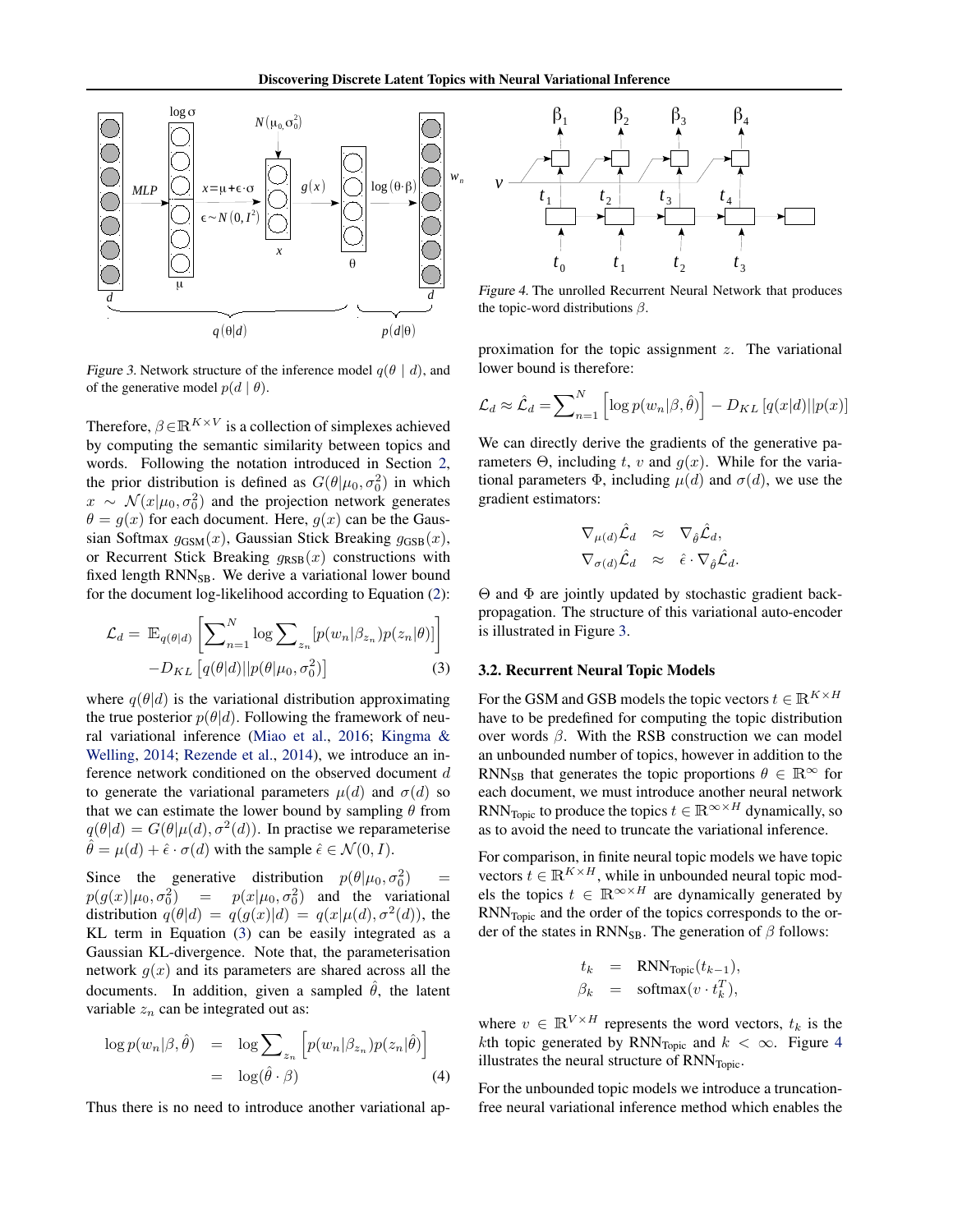Figure 3. Network structure of the inference model $q(\theta \mid d)$, and of the generative model $p(d \mid \theta)$.

Therefore, $\beta \in \mathbb{R}^{K \times V}$ is a collection of simplexes achieved by computing the semantic similarity between topics and words. Following the notation introduced in Section 2, the prior distribution is defined as $G(\theta|\mu_0, \sigma_0^2)$ in which $x \sim \mathcal{N}(x|\mu_0, \sigma_0^2)$ and the projection network generates $\theta = g(x)$ for each document. Here, $g(x)$ can be the Gaussian Softmax $g_{\text{GSM}}(x)$, Gaussian Stick Breaking $g_{\text{GSB}}(x)$, or Recurrent Stick Breaking $g_{\text{RSB}}(x)$ constructions with fixed length $\text{RNN}_{\text{SB}}$. We derive a variational lower bound for the document log-likelihood according to Equation (2):

$$\mathcal{L}_d = \mathbb{E}_{q(\theta|d)} \left[ \sum_{n=1}^{N} \log \sum_{z_n} [p(w_n|\beta_{z_n}) p(z_n|\theta)] \right] - D_{KL} \left[ q(\theta|d) || p(\theta|\mu_0, \sigma_0^2) \right] \quad (3)$$

where $q(\theta|d)$ is the variational distribution approximating the true posterior $p(\theta|d)$. Following the framework of neural variational inference (Miao et al., 2016; Kingma & Welling, 2014; Rezende et al., 2014), we introduce an inference network conditioned on the observed document $d$ to generate the variational parameters $\mu(d)$ and $\sigma(d)$ so that we can estimate the lower bound by sampling $\theta$ from $q(\theta|d) = G(\theta|\mu(d), \sigma^2(d))$. In practise we reparameterise $\hat{\theta} = \mu(d) + \hat{\epsilon} \cdot \sigma(d)$ with the sample $\hat{\epsilon} \in \mathcal{N}(0, I)$.

Since the generative distribution $p(\theta|\mu_0, \sigma_0^2) = p(g(x)|\mu_0, \sigma_0^2) = p(x|\mu_0, \sigma_0^2)$ and the variational distribution $q(\theta|d) = q(g(x)|d) = q(x|\mu(d), \sigma^2(d))$, the KL term in Equation (3) can be easily integrated as a Gaussian KL-divergence. Note that, the parameterisation network $g(x)$ and its parameters are shared across all the documents. In addition, given a sampled $\hat{\theta}$, the latent variable $z_n$ can be integrated out as:

$$\begin{aligned} \log p(w_n|\beta, \hat{\theta}) &= \log \sum_{z_n} \left[ p(w_n|\beta_{z_n}) p(z_n|\hat{\theta}) \right] \\ &= \log(\hat{\theta} \cdot \beta) \end{aligned} \quad (4)$$

Thus there is no need to introduce another variational approximation for the topic assignment $z$. The variational lower bound is therefore:

$$\mathcal{L}_d \approx \hat{\mathcal{L}}_d = \sum_{n=1}^{N} \left[ \log p(w_n|\beta, \hat{\theta}) \right] - D_{KL} \left[ q(x|d) || p(x) \right]$$

We can directly derive the gradients of the generative parameters $\Theta$, including $t$, $v$ and $g(x)$. While for the variational parameters $\Phi$, including $\mu(d)$ and $\sigma(d)$, we use the gradient estimators:

$$\begin{aligned} \nabla_{\mu(d)} \hat{\mathcal{L}}_d &\approx \nabla_{\hat{\theta}} \hat{\mathcal{L}}_d, \\ \nabla_{\sigma(d)} \hat{\mathcal{L}}_d &\approx \hat{\epsilon} \cdot \nabla_{\hat{\theta}} \hat{\mathcal{L}}_d. \end{aligned}$$

$\Theta$ and $\Phi$ are jointly updated by stochastic gradient backpropagation. The structure of this variational auto-encoder is illustrated in Figure 3.

Figure 4. The unrolled Recurrent Neural Network that produces the topic-word distributions $\beta$.

### 3.2. Recurrent Neural Topic Models

For the GSM and GSB models the topic vectors $t \in \mathbb{R}^{K \times H}$ have to be predefined for computing the topic distribution over words $\beta$. With the RSB construction we can model an unbounded number of topics, however in addition to the $\text{RNN}_{\text{SB}}$ that generates the topic proportions $\theta \in \mathbb{R}^{\infty}$ for each document, we must introduce another neural network $\text{RNN}_{\text{Topic}}$ to produce the topics $t \in \mathbb{R}^{\infty \times H}$ dynamically, so as to avoid the need to truncate the variational inference.

For comparison, in finite neural topic models we have topic vectors $t \in \mathbb{R}^{K \times H}$, while in unbounded neural topic models the topics $t \in \mathbb{R}^{\infty \times H}$ are dynamically generated by $\text{RNN}_{\text{Topic}}$ and the order of the topics corresponds to the order of the states in $\text{RNN}_{\text{SB}}$. The generation of $\beta$ follows:

$$\begin{aligned} t_k &= \text{RNN}_{\text{Topic}}(t_{k-1}), \\ \beta_k &= \text{softmax}(v \cdot t_k^T), \end{aligned}$$

where $v \in \mathbb{R}^{V \times H}$ represents the word vectors, $t_k$ is the $k$th topic generated by $\text{RNN}_{\text{Topic}}$ and $k < \infty$. Figure 4 illustrates the neural structure of $\text{RNN}_{\text{Topic}}$.

For the unbounded topic models we introduce a truncation-free neural variational inference method which enables the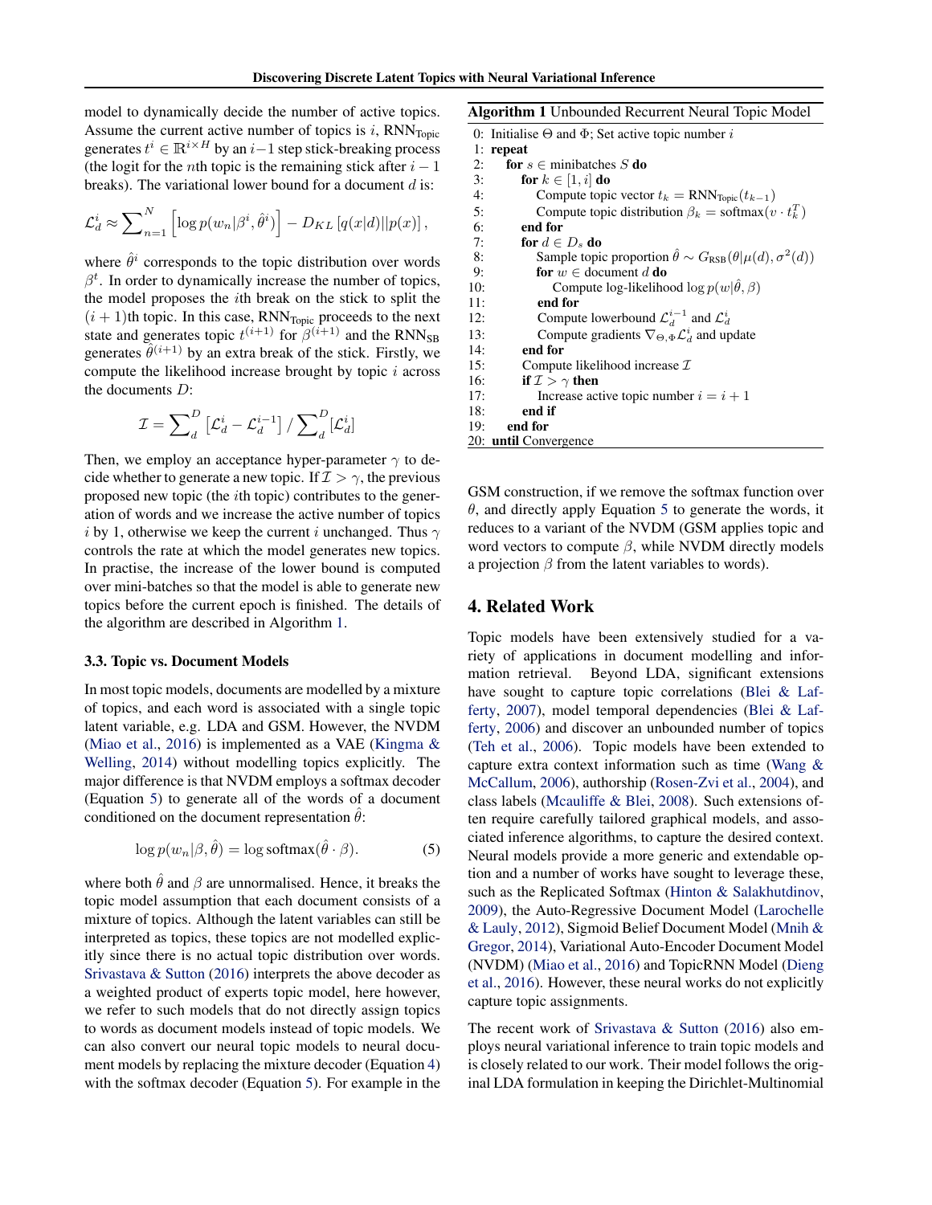model to dynamically decide the number of active topics. Assume the current active number of topics is $i$, $\text{RNN}_{\text{Topic}}$ generates $t^i \in \mathbb{R}^{i \times H}$ by an $i-1$ step stick-breaking process (the logit for the $n$th topic is the remaining stick after $i-1$ breaks). The variational lower bound for a document $d$ is:

$$\mathcal{L}_d^i \approx \sum\nolimits_{n=1}^{N} \left[\log p(w_n|\beta^i, \hat{\theta}^i)\right] - D_{KL}\left[q(x|d)||p(x)\right],$$

where $\hat{\theta}^i$ corresponds to the topic distribution over words $\beta^t$. In order to dynamically increase the number of topics, the model proposes the $i$th break on the stick to split the $(i+1)$th topic. In this case, $\text{RNN}_{\text{Topic}}$ proceeds to the next state and generates topic $t^{(i+1)}$ for $\beta^{(i+1)}$ and the $\text{RNN}_{\text{SB}}$ generates $\hat{\theta}^{(i+1)}$ by an extra break of the stick. Firstly, we compute the likelihood increase brought by topic $i$ across the documents $D$:

$$\mathcal{I} = \sum\nolimits_{d}^{D} \left[\mathcal{L}_d^i - \mathcal{L}_d^{i-1}\right] / \sum\nolimits_{d}^{D} [\mathcal{L}_d^i]$$

Then, we employ an acceptance hyper-parameter $\gamma$ to decide whether to generate a new topic. If $\mathcal{I} > \gamma$, the previous proposed new topic (the $i$th topic) contributes to the generation of words and we increase the active number of topics $i$ by 1, otherwise we keep the current $i$ unchanged. Thus $\gamma$ controls the rate at which the model generates new topics. In practise, the increase of the lower bound is computed over mini-batches so that the model is able to generate new topics before the current epoch is finished. The details of the algorithm are described in Algorithm 1.

**Algorithm 1** Unbounded Recurrent Neural Topic Model

```
0:  Initialise Θ and Φ; Set active topic number i
1:  repeat
2:    for s ∈ minibatches S do
3:      for k ∈ [1, i] do
4:        Compute topic vector t_k = RNN_Topic(t_{k-1})
5:        Compute topic distribution β_k = softmax(v · t_k^T)
6:      end for
7:      for d ∈ D_s do
8:        Sample topic proportion θ̂ ~ G_RSB(θ|μ(d), σ²(d))
9:        for w ∈ document d do
10:         Compute log-likelihood log p(w|θ̂, β)
11:       end for
12:       Compute lowerbound L_d^{i-1} and L_d^i
13:       Compute gradients ∇_{Θ,Φ} L_d^i and update
14:     end for
15:     Compute likelihood increase I
16:     if I > γ then
17:       Increase active topic number i = i + 1
18:     end if
19:   end for
20: until Convergence
```

### 3.3. Topic vs. Document Models

In most topic models, documents are modelled by a mixture of topics, and each word is associated with a single topic latent variable, e.g. LDA and GSM. However, the NVDM (Miao et al., 2016) is implemented as a VAE (Kingma & Welling, 2014) without modelling topics explicitly. The major difference is that NVDM employs a softmax decoder (Equation 5) to generate all of the words of a document conditioned on the document representation $\hat{\theta}$:

$$\log p(w_n|\beta, \hat{\theta}) = \log \text{softmax}(\hat{\theta} \cdot \beta). \tag{5}$$

where both $\hat{\theta}$ and $\beta$ are unnormalised. Hence, it breaks the topic model assumption that each document consists of a mixture of topics. Although the latent variables can still be interpreted as topics, these topics are not modelled explicitly since there is no actual topic distribution over words. Srivastava & Sutton (2016) interprets the above decoder as a weighted product of experts topic model, here however, we refer to such models that do not directly assign topics to words as document models instead of topic models. We can also convert our neural topic models to neural document models by replacing the mixture decoder (Equation 4) with the softmax decoder (Equation 5). For example in the GSM construction, if we remove the softmax function over $\theta$, and directly apply Equation 5 to generate the words, it reduces to a variant of the NVDM (GSM applies topic and word vectors to compute $\beta$, while NVDM directly models a projection $\beta$ from the latent variables to words).

## 4. Related Work

Topic models have been extensively studied for a variety of applications in document modelling and information retrieval. Beyond LDA, significant extensions have sought to capture topic correlations (Blei & Lafferty, 2007), model temporal dependencies (Blei & Lafferty, 2006) and discover an unbounded number of topics (Teh et al., 2006). Topic models have been extended to capture extra context information such as time (Wang & McCallum, 2006), authorship (Rosen-Zvi et al., 2004), and class labels (Mcauliffe & Blei, 2008). Such extensions often require carefully tailored graphical models, and associated inference algorithms, to capture the desired context. Neural models provide a more generic and extendable option and a number of works have sought to leverage these, such as the Replicated Softmax (Hinton & Salakhutdinov, 2009), the Auto-Regressive Document Model (Larochelle & Lauly, 2012), Sigmoid Belief Document Model (Mnih & Gregor, 2014), Variational Auto-Encoder Document Model (NVDM) (Miao et al., 2016) and TopicRNN Model (Dieng et al., 2016). However, these neural works do not explicitly capture topic assignments.

The recent work of Srivastava & Sutton (2016) also employs neural variational inference to train topic models and is closely related to our work. Their model follows the original LDA formulation in keeping the Dirichlet-Multinomial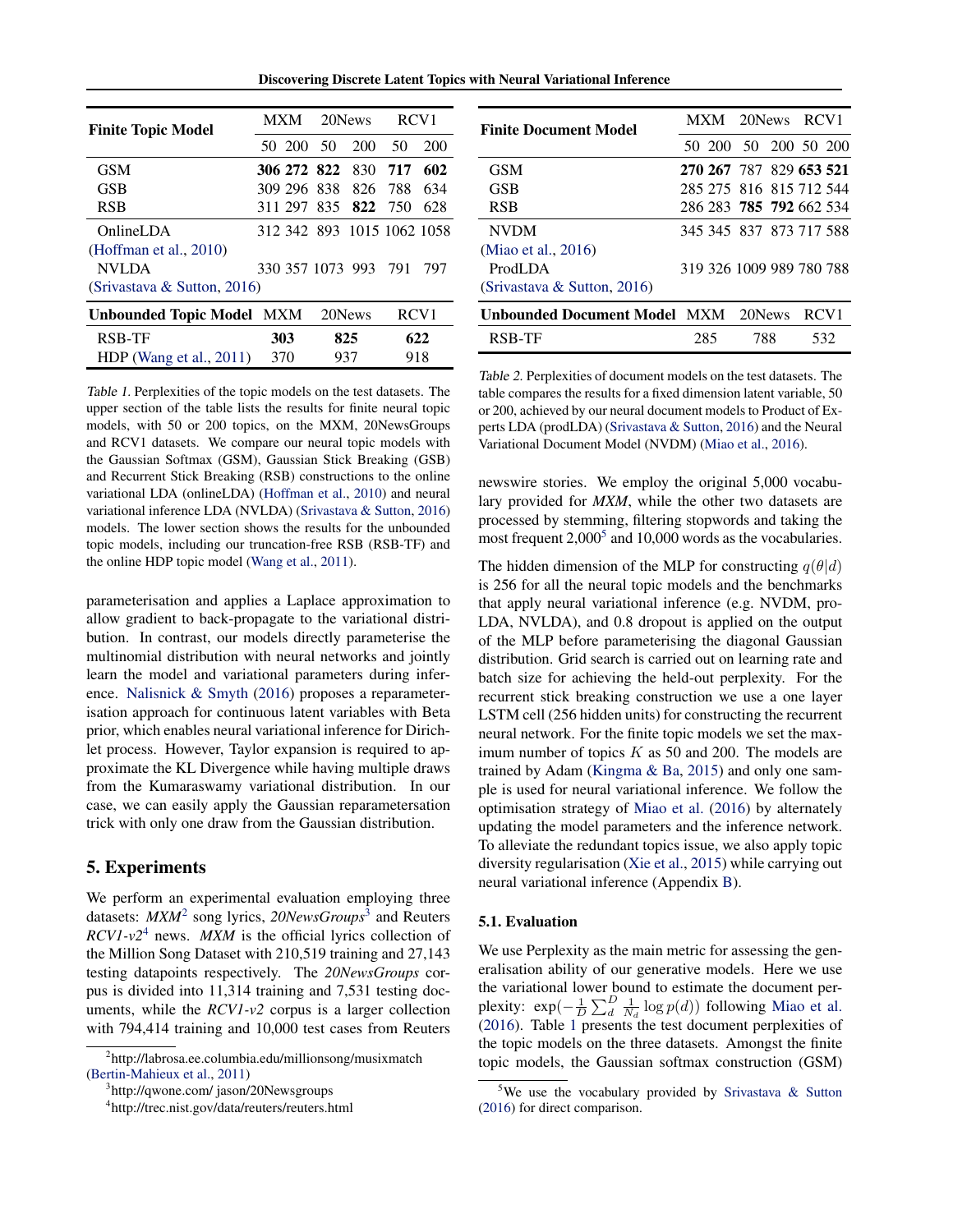| Finite Topic Model | MXM | | 20News | | RCV1 | |
|---|---|---|---|---|---|---|
| | 50 | 200 | 50 | 200 | 50 | 200 |
| GSM | **306** | **272** | **822** | 830 | **717** | **602** |
| GSB | 309 | 296 | 838 | 826 | 788 | 634 |
| RSB | 311 | 297 | 835 | **822** | 750 | 628 |
| OnlineLDA (Hoffman et al., 2010) | 312 | 342 | 893 | 1015 | 1062 | 1058 |
| NVLDA (Srivastava & Sutton, 2016) | 330 | 357 | 1073 | 993 | 791 | 797 |
| **Unbounded Topic Model** | **MXM** | | **20News** | | **RCV1** | |
| RSB-TF | **303** | | **825** | | **622** | |
| HDP (Wang et al., 2011) | 370 | | 937 | | 918 | |

*Table 1.* Perplexities of the topic models on the test datasets. The upper section of the table lists the results for finite neural topic models, with 50 or 200 topics, on the MXM, 20NewsGroups and RCV1 datasets. We compare our neural topic models with the Gaussian Softmax (GSM), Gaussian Stick Breaking (GSB) and Recurrent Stick Breaking (RSB) constructions to the online variational LDA (onlineLDA) (Hoffman et al., 2010) and neural variational inference LDA (NVLDA) (Srivastava & Sutton, 2016) models. The lower section shows the results for the unbounded topic models, including our truncation-free RSB (RSB-TF) and the online HDP topic model (Wang et al., 2011).

| Finite Document Model | MXM | | 20News | | RCV1 | |
|---|---|---|---|---|---|---|
| | 50 | 200 | 50 | 200 | 50 | 200 |
| GSM | **270** | **267** | 787 | 829 | **653** | **521** |
| GSB | 285 | 275 | 816 | 815 | 712 | 544 |
| RSB | 286 | 283 | **785** | **792** | 662 | 534 |
| NVDM (Miao et al., 2016) | 345 | 345 | 837 | 873 | 717 | 588 |
| ProdLDA (Srivastava & Sutton, 2016) | 319 | 326 | 1009 | 989 | 780 | 788 |
| **Unbounded Document Model** | **MXM** | | **20News** | | **RCV1** | |
| RSB-TF | 285 | | 788 | | 532 | |

*Table 2.* Perplexities of document models on the test datasets. The table compares the results for a fixed dimension latent variable, 50 or 200, achieved by our neural document models to Product of Experts LDA (prodLDA) (Srivastava & Sutton, 2016) and the Neural Variational Document Model (NVDM) (Miao et al., 2016).

parameterisation and applies a Laplace approximation to allow gradient to back-propagate to the variational distribution. In contrast, our models directly parameterise the multinomial distribution with neural networks and jointly learn the model and variational parameters during inference. Nalisnick & Smyth (2016) proposes a reparameterisation approach for continuous latent variables with Beta prior, which enables neural variational inference for Dirichlet process. However, Taylor expansion is required to approximate the KL Divergence while having multiple draws from the Kumaraswamy variational distribution. In our case, we can easily apply the Gaussian reparametersation trick with only one draw from the Gaussian distribution.

## 5. Experiments

We perform an experimental evaluation employing three datasets: *MXM*[2] song lyrics, *20NewsGroups*[3] and Reuters *RCV1-v2*[4] news. *MXM* is the official lyrics collection of the Million Song Dataset with 210,519 training and 27,143 testing datapoints respectively. The *20NewsGroups* corpus is divided into 11,314 training and 7,531 testing documents, while the *RCV1-v2* corpus is a larger collection with 794,414 training and 10,000 test cases from Reuters newswire stories. We employ the original 5,000 vocabulary provided for *MXM*, while the other two datasets are processed by stemming, filtering stopwords and taking the most frequent 2,000[5] and 10,000 words as the vocabularies.

The hidden dimension of the MLP for constructing $q(\theta|d)$ is 256 for all the neural topic models and the benchmarks that apply neural variational inference (e.g. NVDM, proLDA, NVLDA), and 0.8 dropout is applied on the output of the MLP before parameterising the diagonal Gaussian distribution. Grid search is carried out on learning rate and batch size for achieving the held-out perplexity. For the recurrent stick breaking construction we use a one layer LSTM cell (256 hidden units) for constructing the recurrent neural network. For the finite topic models we set the maximum number of topics $K$ as 50 and 200. The models are trained by Adam (Kingma & Ba, 2015) and only one sample is used for neural variational inference. We follow the optimisation strategy of Miao et al. (2016) by alternately updating the model parameters and the inference network. To alleviate the redundant topics issue, we also apply topic diversity regularisation (Xie et al., 2015) while carrying out neural variational inference (Appendix B).

### 5.1. Evaluation

We use Perplexity as the main metric for assessing the generalisation ability of our generative models. Here we use the variational lower bound to estimate the document perplexity: $\exp(-\frac{1}{D}\sum_d^D \frac{1}{N_d}\log p(d))$ following Miao et al. (2016). Table 1 presents the test document perplexities of the topic models on the three datasets. Amongst the finite topic models, the Gaussian softmax construction (GSM)

[2] http://labrosa.ee.columbia.edu/millionsong/musixmatch (Bertin-Mahieux et al., 2011)

[3] http://qwone.com/ jason/20Newsgroups

[4] http://trec.nist.gov/data/reuters/reuters.html

[5] We use the vocabulary provided by Srivastava & Sutton (2016) for direct comparison.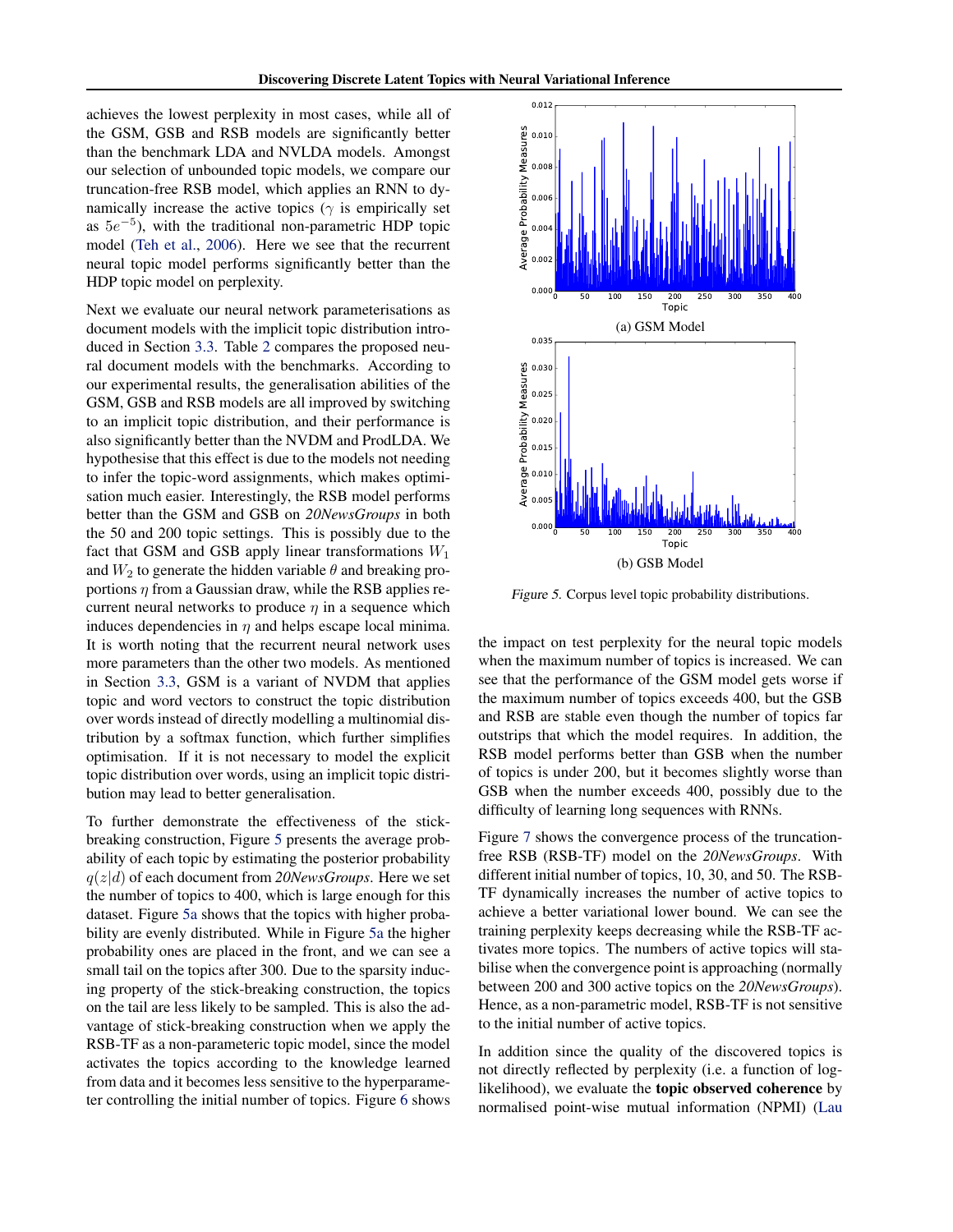achieves the lowest perplexity in most cases, while all of the GSM, GSB and RSB models are significantly better than the benchmark LDA and NVLDA models. Amongst our selection of unbounded topic models, we compare our truncation-free RSB model, which applies an RNN to dynamically increase the active topics ($\gamma$ is empirically set as $5e^{-5}$), with the traditional non-parametric HDP topic model (Teh et al., 2006). Here we see that the recurrent neural topic model performs significantly better than the HDP topic model on perplexity.

Next we evaluate our neural network parameterisations as document models with the implicit topic distribution introduced in Section 3.3. Table 2 compares the proposed neural document models with the benchmarks. According to our experimental results, the generalisation abilities of the GSM, GSB and RSB models are all improved by switching to an implicit topic distribution, and their performance is also significantly better than the NVDM and ProdLDA. We hypothesise that this effect is due to the models not needing to infer the topic-word assignments, which makes optimisation much easier. Interestingly, the RSB model performs better than the GSM and GSB on *20NewsGroups* in both the 50 and 200 topic settings. This is possibly due to the fact that GSM and GSB apply linear transformations $W_1$ and $W_2$ to generate the hidden variable $\theta$ and breaking proportions $\eta$ from a Gaussian draw, while the RSB applies recurrent neural networks to produce $\eta$ in a sequence which induces dependencies in $\eta$ and helps escape local minima. It is worth noting that the recurrent neural network uses more parameters than the other two models. As mentioned in Section 3.3, GSM is a variant of NVDM that applies topic and word vectors to construct the topic distribution over words instead of directly modelling a multinomial distribution by a softmax function, which further simplifies optimisation. If it is not necessary to model the explicit topic distribution over words, using an implicit topic distribution may lead to better generalisation.

To further demonstrate the effectiveness of the stick-breaking construction, Figure 5 presents the average probability of each topic by estimating the posterior probability $q(z|d)$ of each document from *20NewsGroups*. Here we set the number of topics to 400, which is large enough for this dataset. Figure 5a shows that the topics with higher probability are evenly distributed. While in Figure 5a the higher probability ones are placed in the front, and we can see a small tail on the topics after 300. Due to the sparsity inducing property of the stick-breaking construction, the topics on the tail are less likely to be sampled. This is also the advantage of stick-breaking construction when we apply the RSB-TF as a non-parameteric topic model, since the model activates the topics according to the knowledge learned from data and it becomes less sensitive to the hyperparameter controlling the initial number of topics. Figure 6 shows the impact on test perplexity for the neural topic models when the maximum number of topics is increased. We can see that the performance of the GSM model gets worse if the maximum number of topics exceeds 400, but the GSB and RSB are stable even though the number of topics far outstrips that which the model requires. In addition, the RSB model performs better than GSB when the number of topics is under 200, but it becomes slightly worse than GSB when the number exceeds 400, possibly due to the difficulty of learning long sequences with RNNs.

(a) GSM Model

(b) GSB Model

*Figure 5.* Corpus level topic probability distributions.

Figure 7 shows the convergence process of the truncation-free RSB (RSB-TF) model on the *20NewsGroups*. With different initial number of topics, 10, 30, and 50. The RSB-TF dynamically increases the number of active topics to achieve a better variational lower bound. We can see the training perplexity keeps decreasing while the RSB-TF activates more topics. The numbers of active topics will stabilise when the convergence point is approaching (normally between 200 and 300 active topics on the *20NewsGroups*). Hence, as a non-parametric model, RSB-TF is not sensitive to the initial number of active topics.

In addition since the quality of the discovered topics is not directly reflected by perplexity (i.e. a function of log-likelihood), we evaluate the **topic observed coherence** by normalised point-wise mutual information (NPMI) (Lau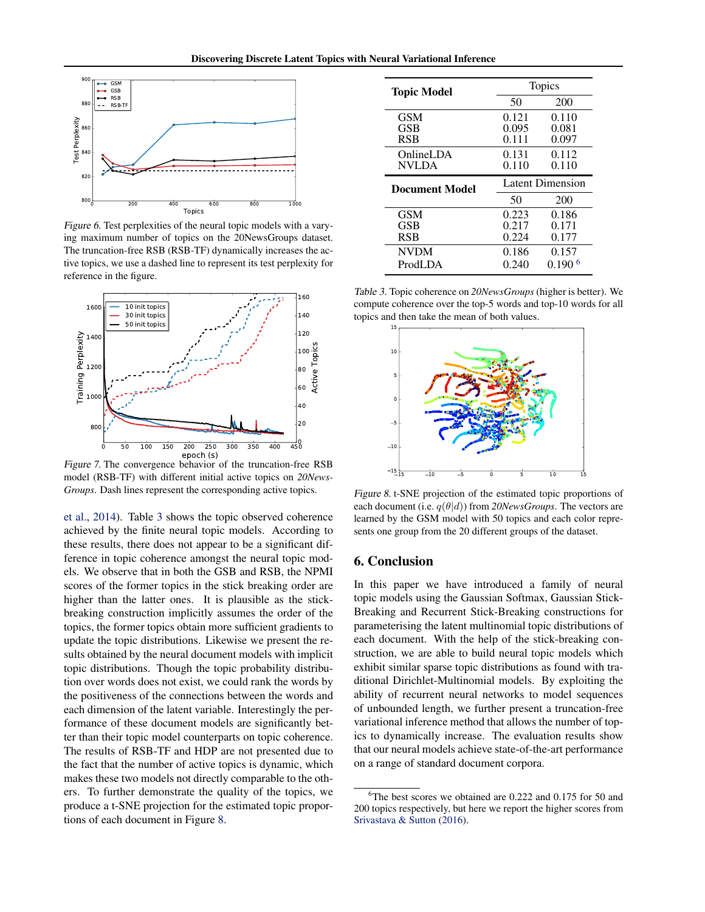Figure 6. Test perplexities of the neural topic models with a varying maximum number of topics on the 20NewsGroups dataset. The truncation-free RSB (RSB-TF) dynamically increases the active topics, we use a dashed line to represent its test perplexity for reference in the figure.

Figure 7. The convergence behavior of the truncation-free RSB model (RSB-TF) with different initial active topics on *20NewsGroups*. Dash lines represent the corresponding active topics.

et al., 2014). Table 3 shows the topic observed coherence achieved by the finite neural topic models. According to these results, there does not appear to be a significant difference in topic coherence amongst the neural topic models. We observe that in both the GSB and RSB, the NPMI scores of the former topics in the stick breaking order are higher than the latter ones. It is plausible as the stick-breaking construction implicitly assumes the order of the topics, the former topics obtain more sufficient gradients to update the topic distributions. Likewise we present the results obtained by the neural document models with implicit topic distributions. Though the topic probability distribution over words does not exist, we could rank the words by the positiveness of the connections between the words and each dimension of the latent variable. Interestingly the performance of these document models are significantly better than their topic model counterparts on topic coherence. The results of RSB-TF and HDP are not presented due to the fact that the number of active topics is dynamic, which makes these two models not directly comparable to the others. To further demonstrate the quality of the topics, we produce a t-SNE projection for the estimated topic proportions of each document in Figure 8.

| Topic Model | Topics | |
|---|---|---|
| | 50 | 200 |
| GSM | 0.121 | 0.110 |
| GSB | 0.095 | 0.081 |
| RSB | 0.111 | 0.097 |
| OnlineLDA | 0.131 | 0.112 |
| NVLDA | 0.110 | 0.110 |
| **Document Model** | **Latent Dimension** | |
| | 50 | 200 |
| GSM | 0.223 | 0.186 |
| GSB | 0.217 | 0.171 |
| RSB | 0.224 | 0.177 |
| NVDM | 0.186 | 0.157 |
| ProdLDA | 0.240 | 0.190 [6] |

Table 3. Topic coherence on *20NewsGroups* (higher is better). We compute coherence over the top-5 words and top-10 words for all topics and then take the mean of both values.

Figure 8. t-SNE projection of the estimated topic proportions of each document (i.e. $q(\theta|d)$) from *20NewsGroups*. The vectors are learned by the GSM model with 50 topics and each color represents one group from the 20 different groups of the dataset.

## 6. Conclusion

In this paper we have introduced a family of neural topic models using the Gaussian Softmax, Gaussian Stick-Breaking and Recurrent Stick-Breaking constructions for parameterising the latent multinomial topic distributions of each document. With the help of the stick-breaking construction, we are able to build neural topic models which exhibit similar sparse topic distributions as found with traditional Dirichlet-Multinomial models. By exploiting the ability of recurrent neural networks to model sequences of unbounded length, we further present a truncation-free variational inference method that allows the number of topics to dynamically increase. The evaluation results show that our neural models achieve state-of-the-art performance on a range of standard document corpora.

[6] The best scores we obtained are 0.222 and 0.175 for 50 and 200 topics respectively, but here we report the higher scores from Srivastava & Sutton (2016).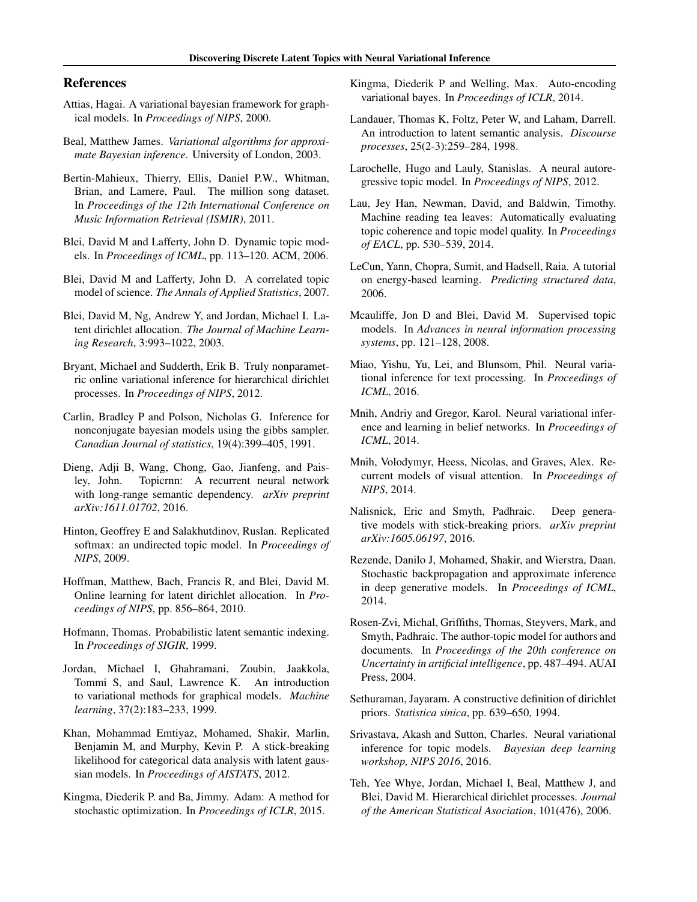## References

Attias, Hagai. A variational bayesian framework for graphical models. In *Proceedings of NIPS*, 2000.

Beal, Matthew James. *Variational algorithms for approximate Bayesian inference*. University of London, 2003.

Bertin-Mahieux, Thierry, Ellis, Daniel P.W., Whitman, Brian, and Lamere, Paul. The million song dataset. In *Proceedings of the 12th International Conference on Music Information Retrieval (ISMIR)*, 2011.

Blei, David M and Lafferty, John D. Dynamic topic models. In *Proceedings of ICML*, pp. 113–120. ACM, 2006.

Blei, David M and Lafferty, John D. A correlated topic model of science. *The Annals of Applied Statistics*, 2007.

Blei, David M, Ng, Andrew Y, and Jordan, Michael I. Latent dirichlet allocation. *The Journal of Machine Learning Research*, 3:993–1022, 2003.

Bryant, Michael and Sudderth, Erik B. Truly nonparametric online variational inference for hierarchical dirichlet processes. In *Proceedings of NIPS*, 2012.

Carlin, Bradley P and Polson, Nicholas G. Inference for nonconjugate bayesian models using the gibbs sampler. *Canadian Journal of statistics*, 19(4):399–405, 1991.

Dieng, Adji B, Wang, Chong, Gao, Jianfeng, and Paisley, John. Topicrnn: A recurrent neural network with long-range semantic dependency. *arXiv preprint arXiv:1611.01702*, 2016.

Hinton, Geoffrey E and Salakhutdinov, Ruslan. Replicated softmax: an undirected topic model. In *Proceedings of NIPS*, 2009.

Hoffman, Matthew, Bach, Francis R, and Blei, David M. Online learning for latent dirichlet allocation. In *Proceedings of NIPS*, pp. 856–864, 2010.

Hofmann, Thomas. Probabilistic latent semantic indexing. In *Proceedings of SIGIR*, 1999.

Jordan, Michael I, Ghahramani, Zoubin, Jaakkola, Tommi S, and Saul, Lawrence K. An introduction to variational methods for graphical models. *Machine learning*, 37(2):183–233, 1999.

Khan, Mohammad Emtiyaz, Mohamed, Shakir, Marlin, Benjamin M, and Murphy, Kevin P. A stick-breaking likelihood for categorical data analysis with latent gaussian models. In *Proceedings of AISTATS*, 2012.

Kingma, Diederik P. and Ba, Jimmy. Adam: A method for stochastic optimization. In *Proceedings of ICLR*, 2015.

Kingma, Diederik P and Welling, Max. Auto-encoding variational bayes. In *Proceedings of ICLR*, 2014.

Landauer, Thomas K, Foltz, Peter W, and Laham, Darrell. An introduction to latent semantic analysis. *Discourse processes*, 25(2-3):259–284, 1998.

Larochelle, Hugo and Lauly, Stanislas. A neural autoregressive topic model. In *Proceedings of NIPS*, 2012.

Lau, Jey Han, Newman, David, and Baldwin, Timothy. Machine reading tea leaves: Automatically evaluating topic coherence and topic model quality. In *Proceedings of EACL*, pp. 530–539, 2014.

LeCun, Yann, Chopra, Sumit, and Hadsell, Raia. A tutorial on energy-based learning. *Predicting structured data*, 2006.

Mcauliffe, Jon D and Blei, David M. Supervised topic models. In *Advances in neural information processing systems*, pp. 121–128, 2008.

Miao, Yishu, Yu, Lei, and Blunsom, Phil. Neural variational inference for text processing. In *Proceedings of ICML*, 2016.

Mnih, Andriy and Gregor, Karol. Neural variational inference and learning in belief networks. In *Proceedings of ICML*, 2014.

Mnih, Volodymyr, Heess, Nicolas, and Graves, Alex. Recurrent models of visual attention. In *Proceedings of NIPS*, 2014.

Nalisnick, Eric and Smyth, Padhraic. Deep generative models with stick-breaking priors. *arXiv preprint arXiv:1605.06197*, 2016.

Rezende, Danilo J, Mohamed, Shakir, and Wierstra, Daan. Stochastic backpropagation and approximate inference in deep generative models. In *Proceedings of ICML*, 2014.

Rosen-Zvi, Michal, Griffiths, Thomas, Steyvers, Mark, and Smyth, Padhraic. The author-topic model for authors and documents. In *Proceedings of the 20th conference on Uncertainty in artificial intelligence*, pp. 487–494. AUAI Press, 2004.

Sethuraman, Jayaram. A constructive definition of dirichlet priors. *Statistica sinica*, pp. 639–650, 1994.

Srivastava, Akash and Sutton, Charles. Neural variational inference for topic models. *Bayesian deep learning workshop, NIPS 2016*, 2016.

Teh, Yee Whye, Jordan, Michael I, Beal, Matthew J, and Blei, David M. Hierarchical dirichlet processes. *Journal of the American Statistical Asociation*, 101(476), 2006.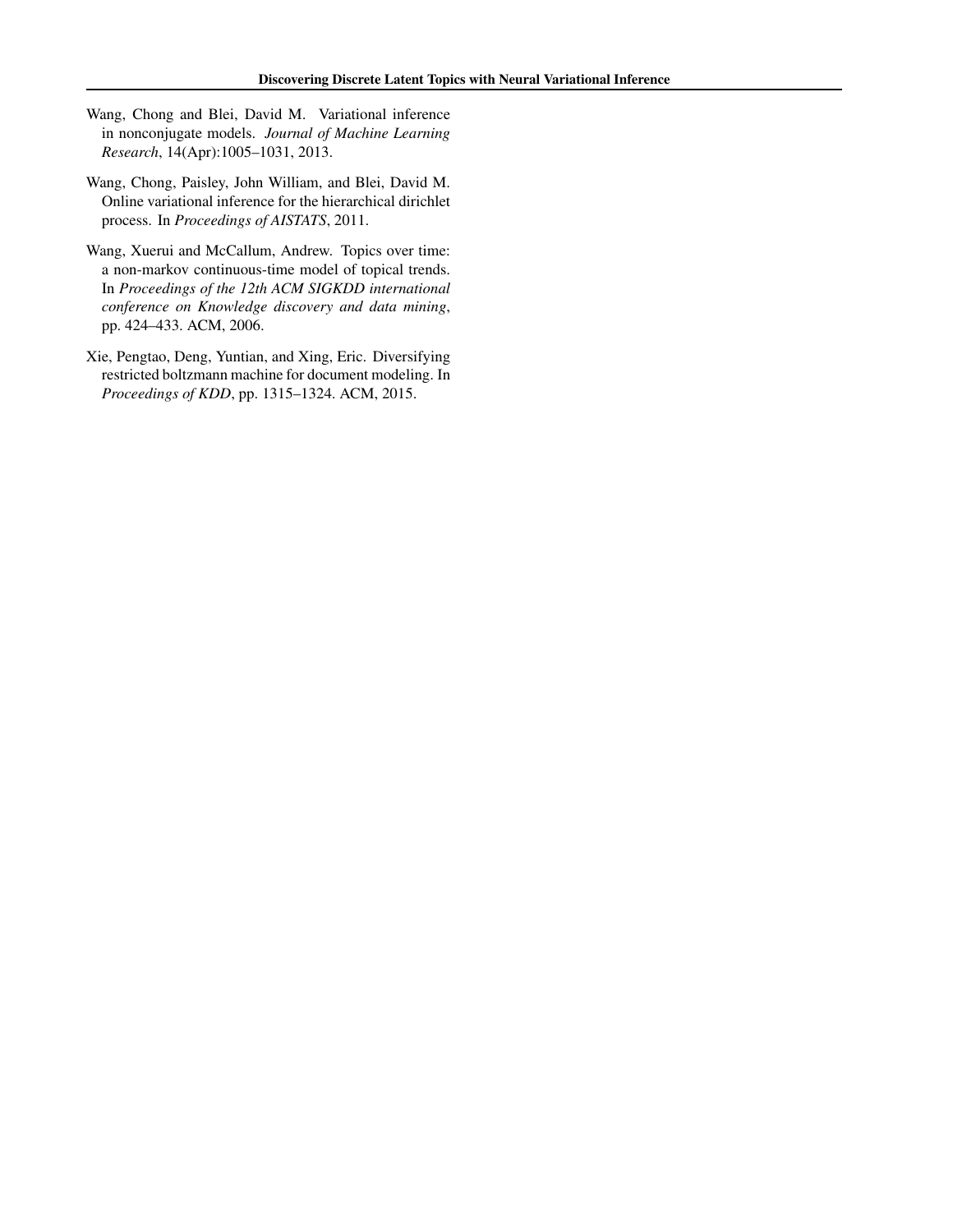Wang, Chong and Blei, David M. Variational inference in nonconjugate models. *Journal of Machine Learning Research*, 14(Apr):1005–1031, 2013.

Wang, Chong, Paisley, John William, and Blei, David M. Online variational inference for the hierarchical dirichlet process. In *Proceedings of AISTATS*, 2011.

Wang, Xuerui and McCallum, Andrew. Topics over time: a non-markov continuous-time model of topical trends. In *Proceedings of the 12th ACM SIGKDD international conference on Knowledge discovery and data mining*, pp. 424–433. ACM, 2006.

Xie, Pengtao, Deng, Yuntian, and Xing, Eric. Diversifying restricted boltzmann machine for document modeling. In *Proceedings of KDD*, pp. 1315–1324. ACM, 2015.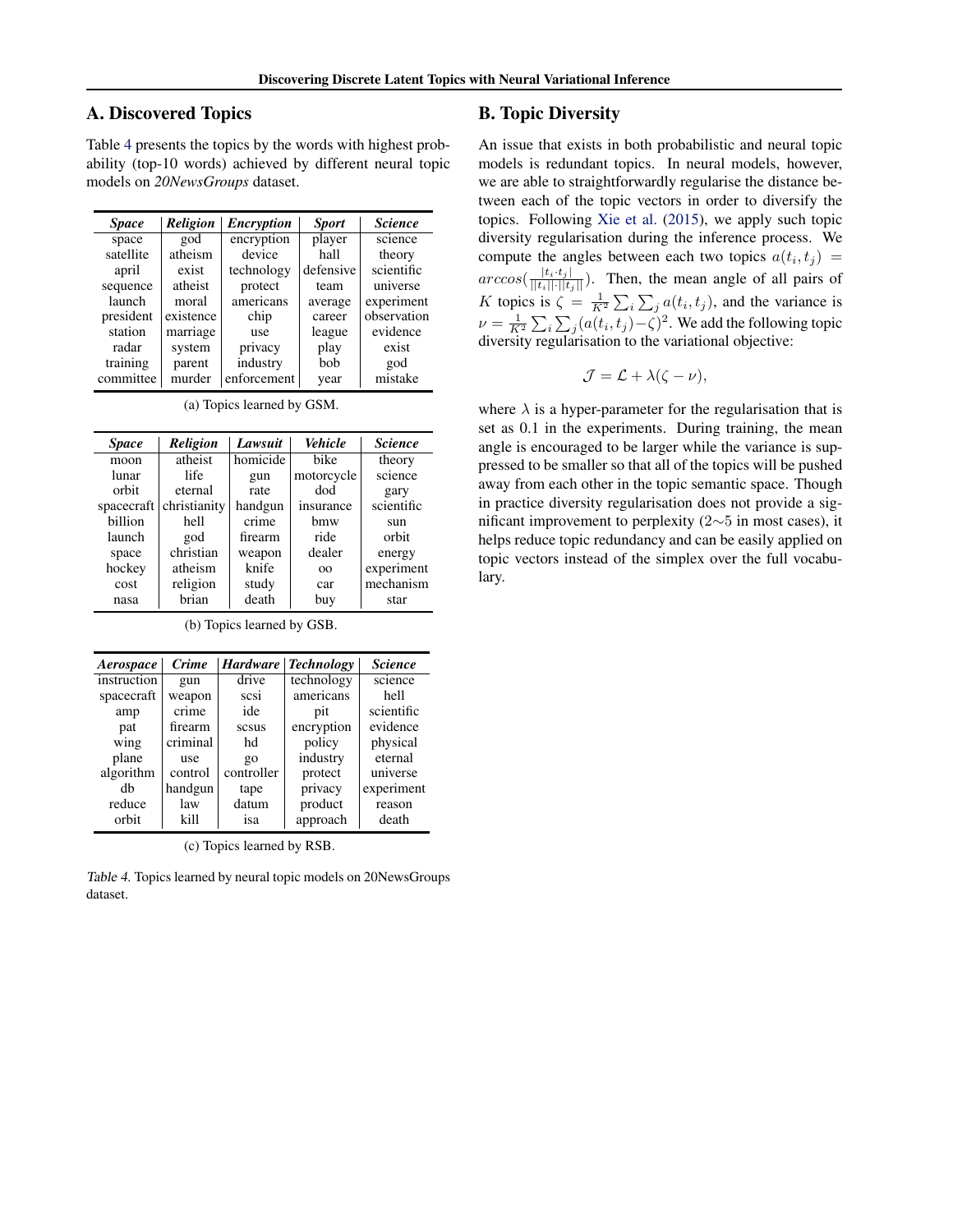## A. Discovered Topics

Table 4 presents the topics by the words with highest probability (top-10 words) achieved by different neural topic models on *20NewsGroups* dataset.

| ***Space*** | ***Religion*** | ***Encryption*** | ***Sport*** | ***Science*** |
|---|---|---|---|---|
| space | god | encryption | player | science |
| satellite | atheism | device | hall | theory |
| april | exist | technology | defensive | scientific |
| sequence | atheist | protect | team | universe |
| launch | moral | americans | average | experiment |
| president | existence | chip | career | observation |
| station | marriage | use | league | evidence |
| radar | system | privacy | play | exist |
| training | parent | industry | bob | god |
| committee | murder | enforcement | year | mistake |

(a) Topics learned by GSM.

| ***Space*** | ***Religion*** | ***Lawsuit*** | ***Vehicle*** | ***Science*** |
|---|---|---|---|---|
| moon | atheist | homicide | bike | theory |
| lunar | life | gun | motorcycle | science |
| orbit | eternal | rate | dod | gary |
| spacecraft | christianity | handgun | insurance | scientific |
| billion | hell | crime | bmw | sun |
| launch | god | firearm | ride | orbit |
| space | christian | weapon | dealer | energy |
| hockey | atheism | knife | oo | experiment |
| cost | religion | study | car | mechanism |
| nasa | brian | death | buy | star |

(b) Topics learned by GSB.

| ***Aerospace*** | ***Crime*** | ***Hardware*** | ***Technology*** | ***Science*** |
|---|---|---|---|---|
| instruction | gun | drive | technology | science |
| spacecraft | weapon | scsi | americans | hell |
| amp | crime | ide | pit | scientific |
| pat | firearm | scsus | encryption | evidence |
| wing | criminal | hd | policy | physical |
| plane | use | go | industry | eternal |
| algorithm | control | controller | protect | universe |
| db | handgun | tape | privacy | experiment |
| reduce | law | datum | product | reason |
| orbit | kill | isa | approach | death |

(c) Topics learned by RSB.

*Table 4.* Topics learned by neural topic models on 20NewsGroups dataset.

## B. Topic Diversity

An issue that exists in both probabilistic and neural topic models is redundant topics. In neural models, however, we are able to straightforwardly regularise the distance between each of the topic vectors in order to diversify the topics. Following Xie et al. (2015), we apply such topic diversity regularisation during the inference process. We compute the angles between each two topics $a(t_i, t_j) = arccos(\frac{|t_i \cdot t_j|}{||t_i|| \cdot ||t_j||})$. Then, the mean angle of all pairs of $K$ topics is $\zeta = \frac{1}{K^2}\sum_i \sum_j a(t_i, t_j)$, and the variance is $\nu = \frac{1}{K^2}\sum_i \sum_j (a(t_i, t_j) - \zeta)^2$. We add the following topic diversity regularisation to the variational objective:

$$\mathcal{J} = \mathcal{L} + \lambda(\zeta - \nu),$$

where $\lambda$ is a hyper-parameter for the regularisation that is set as 0.1 in the experiments. During training, the mean angle is encouraged to be larger while the variance is suppressed to be smaller so that all of the topics will be pushed away from each other in the topic semantic space. Though in practice diversity regularisation does not provide a significant improvement to perplexity (2$\sim$5 in most cases), it helps reduce topic redundancy and can be easily applied on topic vectors instead of the simplex over the full vocabulary.